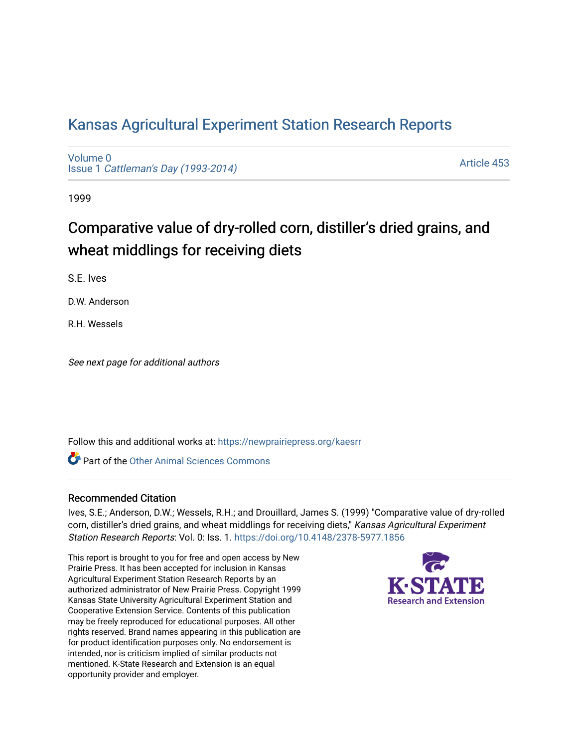# Kansas Agricultural Experiment Station Research Reports

Volume 0
Issue 1 *Cattleman's Day (1993-2014)*

Article 453

1999

## Comparative value of dry-rolled corn, distiller's dried grains, and wheat middlings for receiving diets

S.E. Ives

D.W. Anderson

R.H. Wessels

*See next page for additional authors*

Follow this and additional works at: https://newprairiepress.org/kaesrr

Part of the Other Animal Sciences Commons

### Recommended Citation

Ives, S.E.; Anderson, D.W.; Wessels, R.H.; and Drouillard, James S. (1999) "Comparative value of dry-rolled corn, distiller's dried grains, and wheat middlings for receiving diets," *Kansas Agricultural Experiment Station Research Reports*: Vol. 0: Iss. 1. https://doi.org/10.4148/2378-5977.1856

This report is brought to you for free and open access by New Prairie Press. It has been accepted for inclusion in Kansas Agricultural Experiment Station Research Reports by an authorized administrator of New Prairie Press. Copyright 1999 Kansas State University Agricultural Experiment Station and Cooperative Extension Service. Contents of this publication may be freely reproduced for educational purposes. All other rights reserved. Brand names appearing in this publication are for product identification purposes only. No endorsement is intended, nor is criticism implied of similar products not mentioned. K-State Research and Extension is an equal opportunity provider and employer.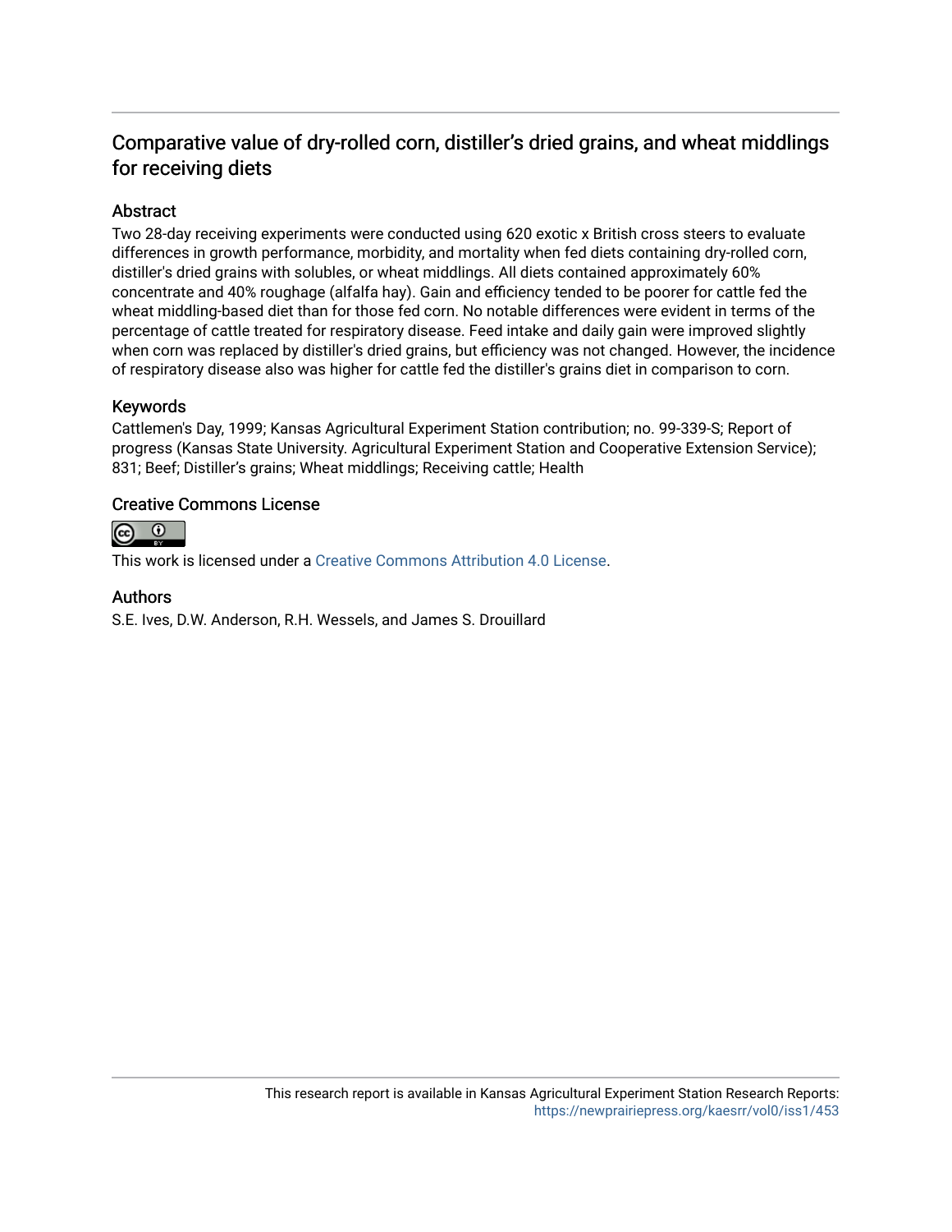## Comparative value of dry-rolled corn, distiller's dried grains, and wheat middlings for receiving diets

### Abstract

Two 28-day receiving experiments were conducted using 620 exotic x British cross steers to evaluate differences in growth performance, morbidity, and mortality when fed diets containing dry-rolled corn, distiller's dried grains with solubles, or wheat middlings. All diets contained approximately 60% concentrate and 40% roughage (alfalfa hay). Gain and efficiency tended to be poorer for cattle fed the wheat middling-based diet than for those fed corn. No notable differences were evident in terms of the percentage of cattle treated for respiratory disease. Feed intake and daily gain were improved slightly when corn was replaced by distiller's dried grains, but efficiency was not changed. However, the incidence of respiratory disease also was higher for cattle fed the distiller's grains diet in comparison to corn.

### Keywords

Cattlemen's Day, 1999; Kansas Agricultural Experiment Station contribution; no. 99-339-S; Report of progress (Kansas State University. Agricultural Experiment Station and Cooperative Extension Service); 831; Beef; Distiller's grains; Wheat middlings; Receiving cattle; Health

### Creative Commons License

This work is licensed under a Creative Commons Attribution 4.0 License.

### Authors

S.E. Ives, D.W. Anderson, R.H. Wessels, and James S. Drouillard

This research report is available in Kansas Agricultural Experiment Station Research Reports: https://newprairiepress.org/kaesrr/vol0/iss1/453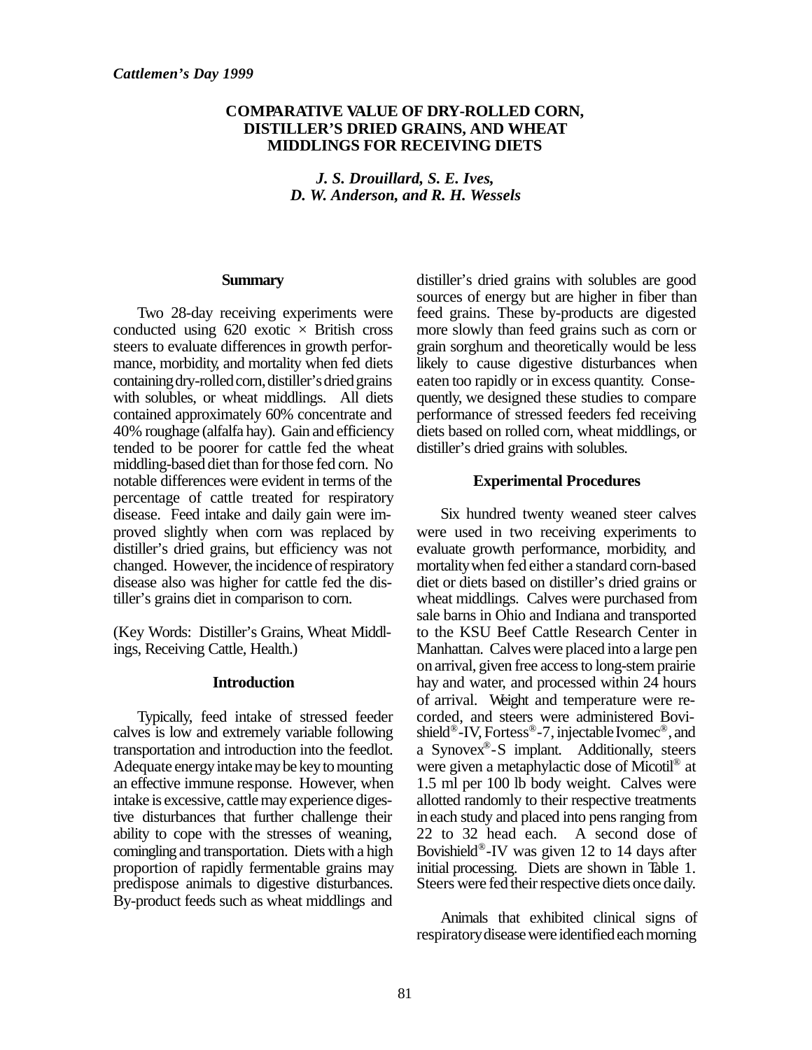*Cattlemen's Day 1999*

# COMPARATIVE VALUE OF DRY-ROLLED CORN, DISTILLER'S DRIED GRAINS, AND WHEAT MIDDLINGS FOR RECEIVING DIETS

***J. S. Drouillard, S. E. Ives, D. W. Anderson, and R. H. Wessels***

## Summary

Two 28-day receiving experiments were conducted using 620 exotic × British cross steers to evaluate differences in growth performance, morbidity, and mortality when fed diets containing dry-rolled corn, distiller's dried grains with solubles, or wheat middlings. All diets contained approximately 60% concentrate and 40% roughage (alfalfa hay). Gain and efficiency tended to be poorer for cattle fed the wheat middling-based diet than for those fed corn. No notable differences were evident in terms of the percentage of cattle treated for respiratory disease. Feed intake and daily gain were improved slightly when corn was replaced by distiller's dried grains, but efficiency was not changed. However, the incidence of respiratory disease also was higher for cattle fed the distiller's grains diet in comparison to corn.

(Key Words: Distiller's Grains, Wheat Middlings, Receiving Cattle, Health.)

## Introduction

Typically, feed intake of stressed feeder calves is low and extremely variable following transportation and introduction into the feedlot. Adequate energy intake may be key to mounting an effective immune response. However, when intake is excessive, cattle may experience digestive disturbances that further challenge their ability to cope with the stresses of weaning, comingling and transportation. Diets with a high proportion of rapidly fermentable grains may predispose animals to digestive disturbances. By-product feeds such as wheat middlings and distiller's dried grains with solubles are good sources of energy but are higher in fiber than feed grains. These by-products are digested more slowly than feed grains such as corn or grain sorghum and theoretically would be less likely to cause digestive disturbances when eaten too rapidly or in excess quantity. Consequently, we designed these studies to compare performance of stressed feeders fed receiving diets based on rolled corn, wheat middlings, or distiller's dried grains with solubles.

## Experimental Procedures

Six hundred twenty weaned steer calves were used in two receiving experiments to evaluate growth performance, morbidity, and mortality when fed either a standard corn-based diet or diets based on distiller's dried grains or wheat middlings. Calves were purchased from sale barns in Ohio and Indiana and transported to the KSU Beef Cattle Research Center in Manhattan. Calves were placed into a large pen on arrival, given free access to long-stem prairie hay and water, and processed within 24 hours of arrival. Weight and temperature were recorded, and steers were administered Bovishield®-IV, Fortess®-7, injectable Ivomec®, and a Synovex®-S implant. Additionally, steers were given a metaphylactic dose of Micotil® at 1.5 ml per 100 lb body weight. Calves were allotted randomly to their respective treatments in each study and placed into pens ranging from 22 to 32 head each. A second dose of Bovishield®-IV was given 12 to 14 days after initial processing. Diets are shown in Table 1. Steers were fed their respective diets once daily.

Animals that exhibited clinical signs of respiratory disease were identified each morning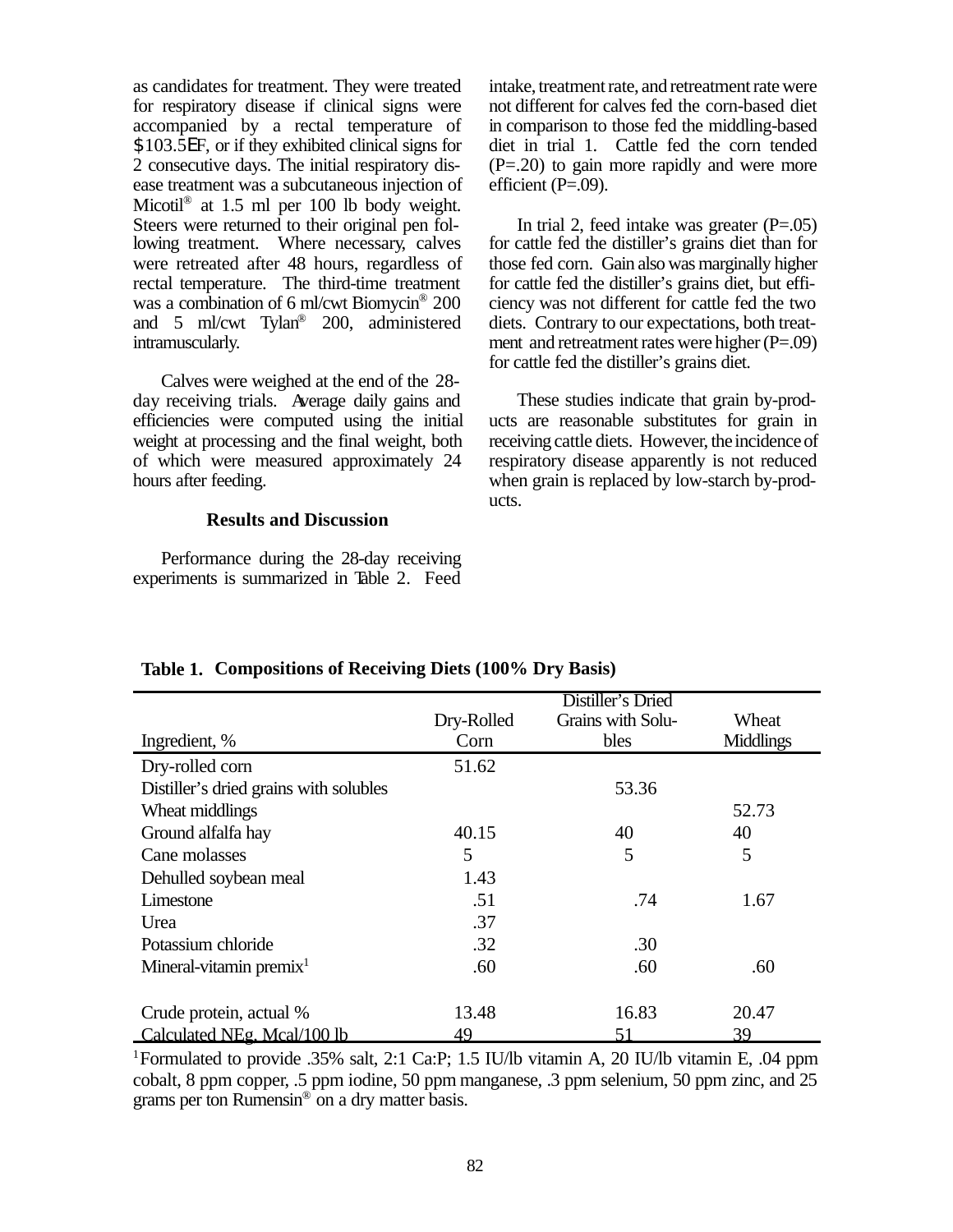as candidates for treatment. They were treated for respiratory disease if clinical signs were accompanied by a rectal temperature of $\geq$103.5°F, or if they exhibited clinical signs for 2 consecutive days. The initial respiratory disease treatment was a subcutaneous injection of Micotil® at 1.5 ml per 100 lb body weight. Steers were returned to their original pen following treatment. Where necessary, calves were retreated after 48 hours, regardless of rectal temperature. The third-time treatment was a combination of 6 ml/cwt Biomycin® 200 and 5 ml/cwt Tylan® 200, administered intramuscularly.

Calves were weighed at the end of the 28-day receiving trials. Average daily gains and efficiencies were computed using the initial weight at processing and the final weight, both of which were measured approximately 24 hours after feeding.

## Results and Discussion

Performance during the 28-day receiving experiments is summarized in Table 2. Feed intake, treatment rate, and retreatment rate were not different for calves fed the corn-based diet in comparison to those fed the middling-based diet in trial 1. Cattle fed the corn tended (P=.20) to gain more rapidly and were more efficient (P=.09).

In trial 2, feed intake was greater (P=.05) for cattle fed the distiller's grains diet than for those fed corn. Gain also was marginally higher for cattle fed the distiller's grains diet, but efficiency was not different for cattle fed the two diets. Contrary to our expectations, both treatment and retreatment rates were higher (P=.09) for cattle fed the distiller's grains diet.

These studies indicate that grain by-products are reasonable substitutes for grain in receiving cattle diets. However, the incidence of respiratory disease apparently is not reduced when grain is replaced by low-starch by-products.

**Table 1. Compositions of Receiving Diets (100% Dry Basis)**

| Ingredient, % | Dry-Rolled Corn | Distiller's Dried Grains with Solubles | Wheat Middlings |
|---|---|---|---|
| Dry-rolled corn | 51.62 | | |
| Distiller's dried grains with solubles | | 53.36 | |
| Wheat middlings | | | 52.73 |
| Ground alfalfa hay | 40.15 | 40 | 40 |
| Cane molasses | 5 | 5 | 5 |
| Dehulled soybean meal | 1.43 | | |
| Limestone | .51 | .74 | 1.67 |
| Urea | .37 | | |
| Potassium chloride | .32 | .30 | |
| Mineral-vitamin premix[1] | .60 | .60 | .60 |
| | | | |
| Crude protein, actual % | 13.48 | 16.83 | 20.47 |
| Calculated NEg, Mcal/100 lb | 49 | 51 | 39 |

[1]Formulated to provide .35% salt, 2:1 Ca:P; 1.5 IU/lb vitamin A, 20 IU/lb vitamin E, .04 ppm cobalt, 8 ppm copper, .5 ppm iodine, 50 ppm manganese, .3 ppm selenium, 50 ppm zinc, and 25 grams per ton Rumensin® on a dry matter basis.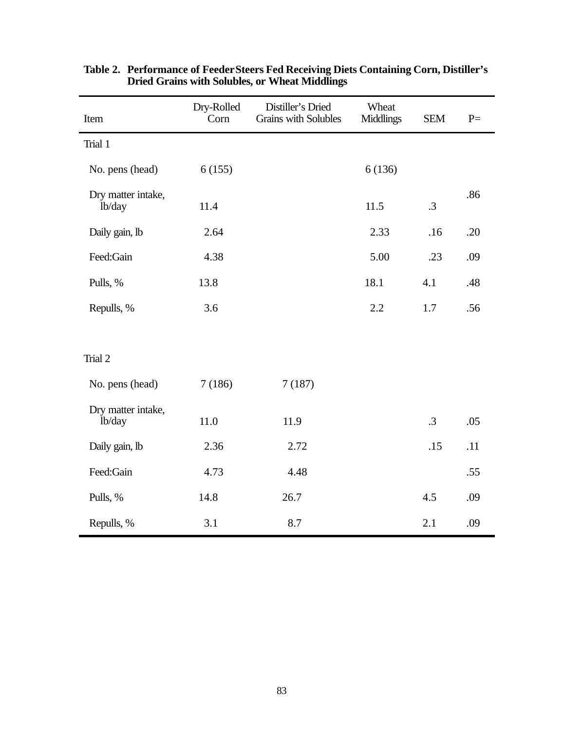**Table 2. Performance of Feeder Steers Fed Receiving Diets Containing Corn, Distiller's Dried Grains with Solubles, or Wheat Middlings**

| Item | Dry-Rolled Corn | Distiller's Dried Grains with Solubles | Wheat Middlings | SEM | P= |
|---|---|---|---|---|---|
| Trial 1 | | | | | |
| No. pens (head) | 6 (155) | | 6 (136) | | |
| Dry matter intake, lb/day | 11.4 | | 11.5 | .3 | .86 |
| Daily gain, lb | 2.64 | | 2.33 | .16 | .20 |
| Feed:Gain | 4.38 | | 5.00 | .23 | .09 |
| Pulls, % | 13.8 | | 18.1 | 4.1 | .48 |
| Repulls, % | 3.6 | | 2.2 | 1.7 | .56 |
| Trial 2 | | | | | |
| No. pens (head) | 7 (186) | 7 (187) | | | |
| Dry matter intake, lb/day | 11.0 | 11.9 | | .3 | .05 |
| Daily gain, lb | 2.36 | 2.72 | | .15 | .11 |
| Feed:Gain | 4.73 | 4.48 | | | .55 |
| Pulls, % | 14.8 | 26.7 | | 4.5 | .09 |
| Repulls, % | 3.1 | 8.7 | | 2.1 | .09 |